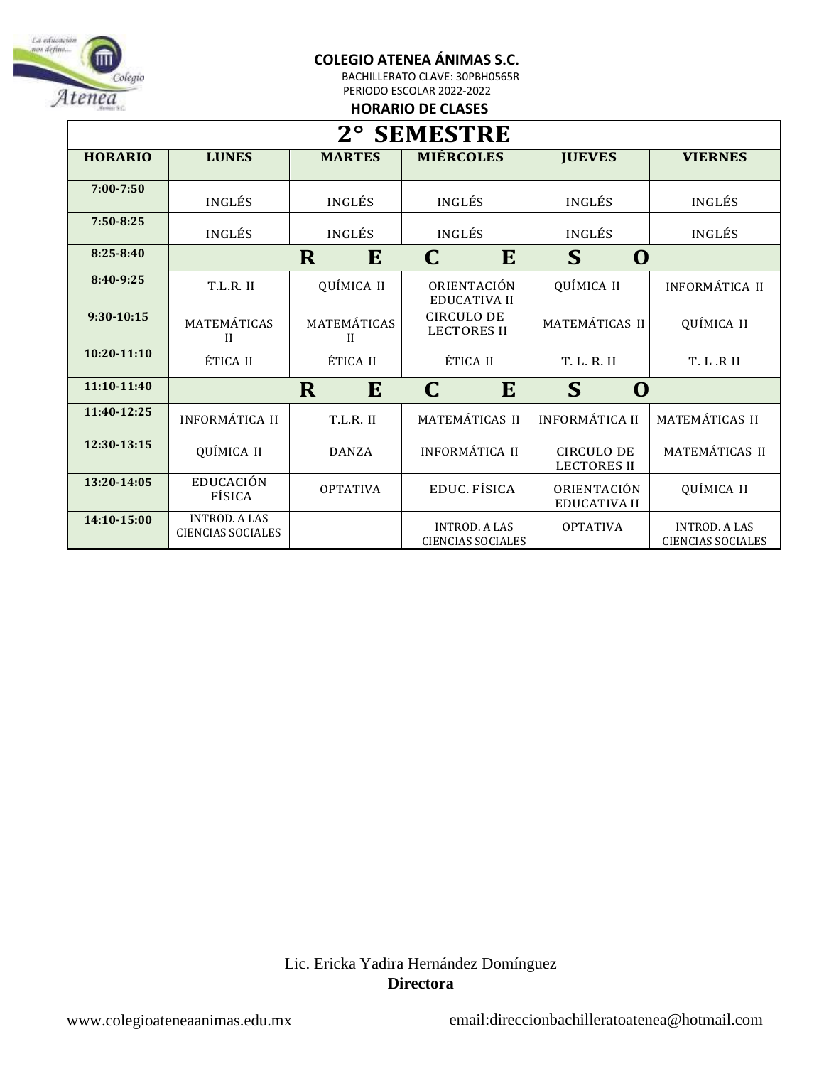**COLEGIO ATENEA ÁNIMAS S.C.**

BACHILLERATO CLAVE: 30PBH0565R

PERIODO ESCOLAR 2022-2022

**HORARIO DE CLASES**

| 2° SEMESTRE | | | | | |
|---|---|---|---|---|---|
| **HORARIO** | **LUNES** | **MARTES** | **MIÉRCOLES** | **JUEVES** | **VIERNES** |
| **7:00-7:50** | INGLÉS | INGLÉS | INGLÉS | INGLÉS | INGLÉS |
| **7:50-8:25** | INGLÉS | INGLÉS | INGLÉS | INGLÉS | INGLÉS |
| **8:25-8:40** | **R E C E S O** | | | | |
| **8:40-9:25** | T.L.R. II | QUÍMICA II | ORIENTACIÓN EDUCATIVA II | QUÍMICA II | INFORMÁTICA II |
| **9:30-10:15** | MATEMÁTICAS II | MATEMÁTICAS II | CIRCULO DE LECTORES II | MATEMÁTICAS II | QUÍMICA II |
| **10:20-11:10** | ÉTICA II | ÉTICA II | ÉTICA II | T. L. R. II | T. L .R II |
| **11:10-11:40** | **R E C E S O** | | | | |
| **11:40-12:25** | INFORMÁTICA II | T.L.R. II | MATEMÁTICAS II | INFORMÁTICA II | MATEMÁTICAS II |
| **12:30-13:15** | QUÍMICA II | DANZA | INFORMÁTICA II | CIRCULO DE LECTORES II | MATEMÁTICAS II |
| **13:20-14:05** | EDUCACIÓN FÍSICA | OPTATIVA | EDUC. FÍSICA | ORIENTACIÓN EDUCATIVA II | QUÍMICA II |
| **14:10-15:00** | INTROD. A LAS CIENCIAS SOCIALES | | INTROD. A LAS CIENCIAS SOCIALES | OPTATIVA | INTROD. A LAS CIENCIAS SOCIALES |

Lic. Ericka Yadira Hernández Domínguez

**Directora**

www.colegioateneaanimas.edu.mx

email:direccionbachilleratoatenea@hotmail.com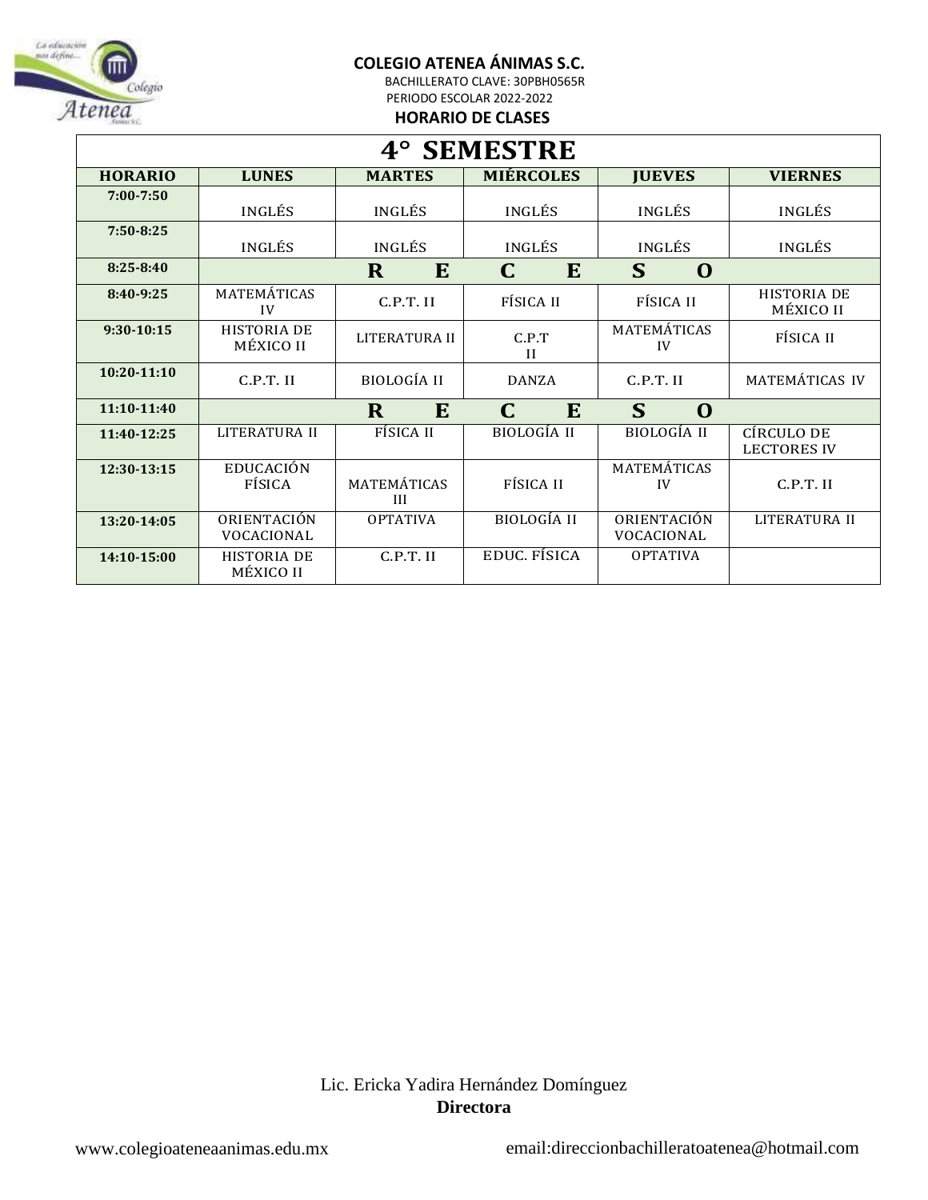**COLEGIO ATENEA ÁNIMAS S.C.**

BACHILLERATO CLAVE: 30PBH0565R

PERIODO ESCOLAR 2022-2022

**HORARIO DE CLASES**

| 4° SEMESTRE | | | | | |
|---|---|---|---|---|---|
| **HORARIO** | **LUNES** | **MARTES** | **MIÉRCOLES** | **JUEVES** | **VIERNES** |
| 7:00-7:50 | INGLÉS | INGLÉS | INGLÉS | INGLÉS | INGLÉS |
| 7:50-8:25 | INGLÉS | INGLÉS | INGLÉS | INGLÉS | INGLÉS |
| 8:25-8:40 | **R E C E S O** | | | | |
| 8:40-9:25 | MATEMÁTICAS IV | C.P.T. II | FÍSICA II | FÍSICA II | HISTORIA DE MÉXICO II |
| 9:30-10:15 | HISTORIA DE MÉXICO II | LITERATURA II | C.P.T II | MATEMÁTICAS IV | FÍSICA II |
| 10:20-11:10 | C.P.T. II | BIOLOGÍA II | DANZA | C.P.T. II | MATEMÁTICAS IV |
| 11:10-11:40 | **R E C E S O** | | | | |
| 11:40-12:25 | LITERATURA II | FÍSICA II | BIOLOGÍA II | BIOLOGÍA II | CÍRCULO DE LECTORES IV |
| 12:30-13:15 | EDUCACIÓN FÍSICA | MATEMÁTICAS III | FÍSICA II | MATEMÁTICAS IV | C.P.T. II |
| 13:20-14:05 | ORIENTACIÓN VOCACIONAL | OPTATIVA | BIOLOGÍA II | ORIENTACIÓN VOCACIONAL | LITERATURA II |
| 14:10-15:00 | HISTORIA DE MÉXICO II | C.P.T. II | EDUC. FÍSICA | OPTATIVA | |

Lic. Ericka Yadira Hernández Domínguez

**Directora**

www.colegioateneaanimas.edu.mx

email:direccionbachilleratoatenea@hotmail.com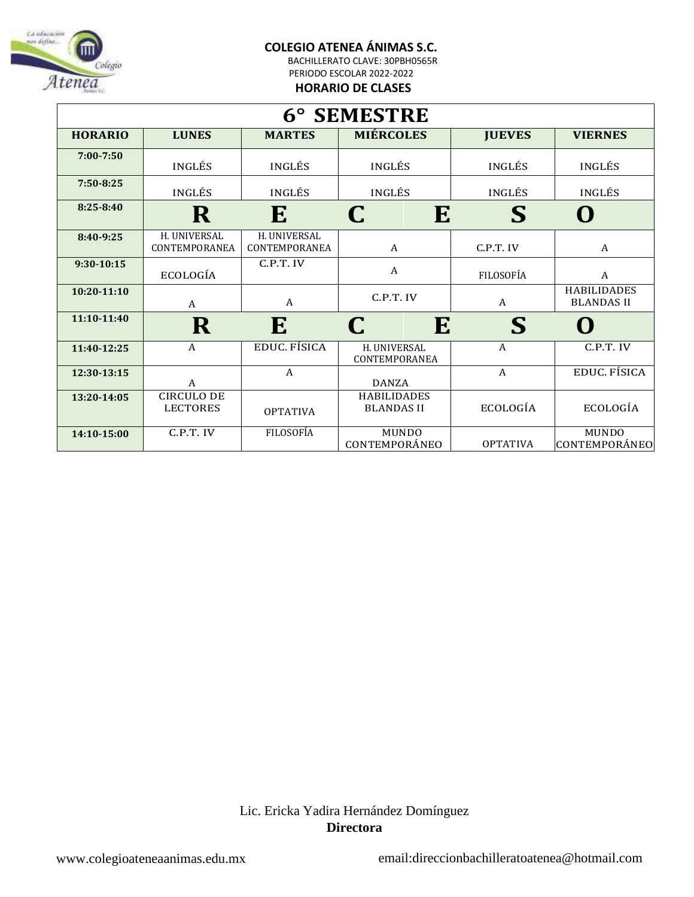**COLEGIO ATENEA ÁNIMAS S.C.**

BACHILLERATO CLAVE: 30PBH0565R

PERIODO ESCOLAR 2022-2022

**HORARIO DE CLASES**

| 6° SEMESTRE | | | | | |
|---|---|---|---|---|---|
| **HORARIO** | **LUNES** | **MARTES** | **MIÉRCOLES** | **JUEVES** | **VIERNES** |
| 7:00-7:50 | INGLÉS | INGLÉS | INGLÉS | INGLÉS | INGLÉS |
| 7:50-8:25 | INGLÉS | INGLÉS | INGLÉS | INGLÉS | INGLÉS |
| 8:25-8:40 | R E C E S O | | | | |
| 8:40-9:25 | H. UNIVERSAL CONTEMPORANEA | H. UNIVERSAL CONTEMPORANEA | A | C.P.T. IV | A |
| 9:30-10:15 | ECOLOGÍA | C.P.T. IV | A | FILOSOFÍA | A |
| 10:20-11:10 | A | A | C.P.T. IV | A | HABILIDADES BLANDAS II |
| 11:10-11:40 | R E C E S O | | | | |
| 11:40-12:25 | A | EDUC. FÍSICA | H. UNIVERSAL CONTEMPORANEA | A | C.P.T. IV |
| 12:30-13:15 | A | A | DANZA | A | EDUC. FÍSICA |
| 13:20-14:05 | CIRCULO DE LECTORES | OPTATIVA | HABILIDADES BLANDAS II | ECOLOGÍA | ECOLOGÍA |
| 14:10-15:00 | C.P.T. IV | FILOSOFÍA | MUNDO CONTEMPORÁNEO | OPTATIVA | MUNDO CONTEMPORÁNEO |

Lic. Ericka Yadira Hernández Domínguez

**Directora**

www.colegioateneaanimas.edu.mx

email:direccionbachilleratoatenea@hotmail.com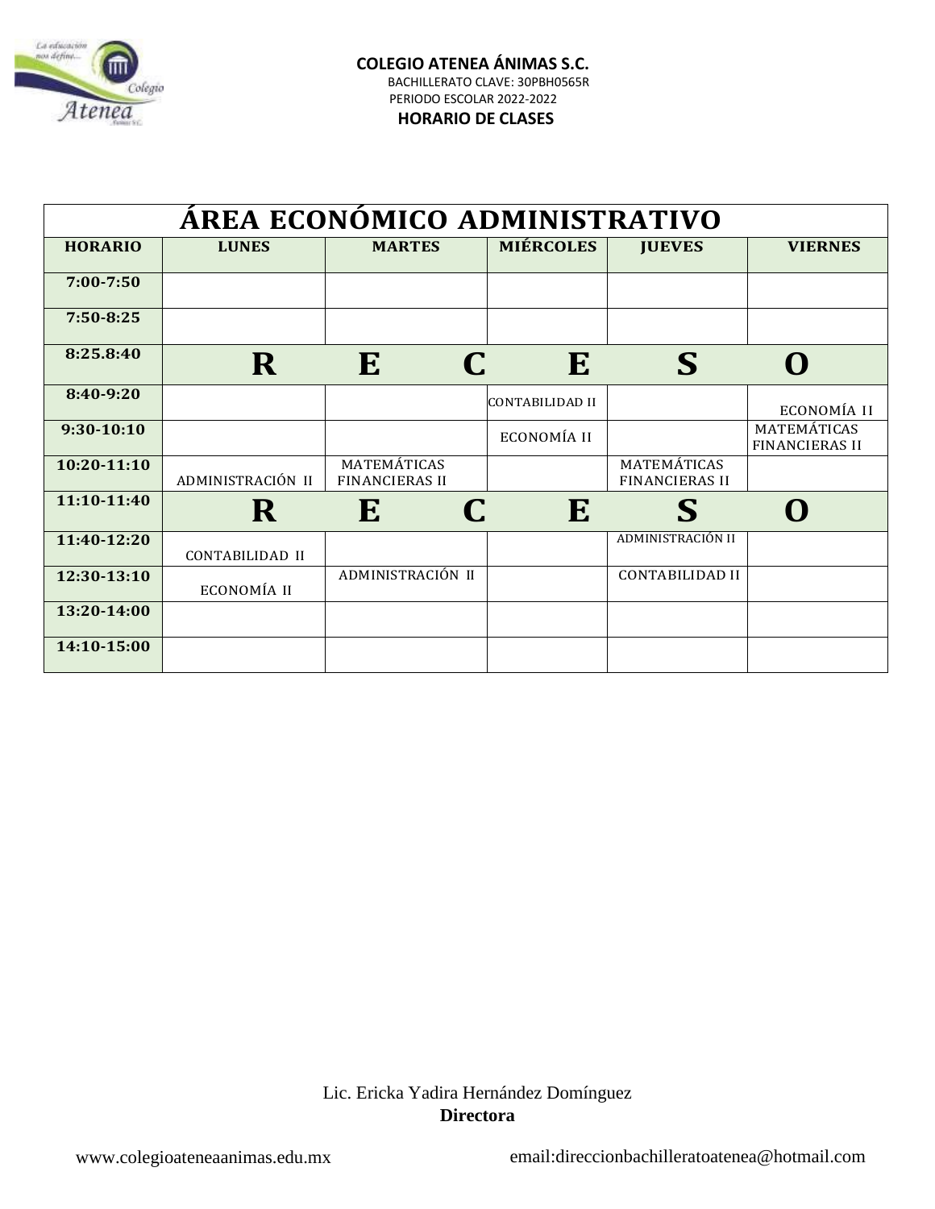**COLEGIO ATENEA ÁNIMAS S.C.**

BACHILLERATO CLAVE: 30PBH0565R

PERIODO ESCOLAR 2022-2022

**HORARIO DE CLASES**

| ÁREA ECONÓMICO ADMINISTRATIVO | | | | | |
|---|---|---|---|---|---|
| **HORARIO** | **LUNES** | **MARTES** | **MIÉRCOLES** | **JUEVES** | **VIERNES** |
| 7:00-7:50 | | | | | |
| 7:50-8:25 | | | | | |
| 8:25.8:40 | R | E | C | E | S O |
| 8:40-9:20 | | | CONTABILIDAD II | | ECONOMÍA II |
| 9:30-10:10 | | | ECONOMÍA II | | MATEMÁTICAS FINANCIERAS II |
| 10:20-11:10 | ADMINISTRACIÓN II | MATEMÁTICAS FINANCIERAS II | | MATEMÁTICAS FINANCIERAS II | |
| 11:10-11:40 | R | E | C | E | S O |
| 11:40-12:20 | CONTABILIDAD II | | | ADMINISTRACIÓN II | |
| 12:30-13:10 | ECONOMÍA II | ADMINISTRACIÓN II | | CONTABILIDAD II | |
| 13:20-14:00 | | | | | |
| 14:10-15:00 | | | | | |

Lic. Ericka Yadira Hernández Domínguez
**Directora**

www.colegioateneaanimas.edu.mx email:direccionbachilleratoatenea@hotmail.com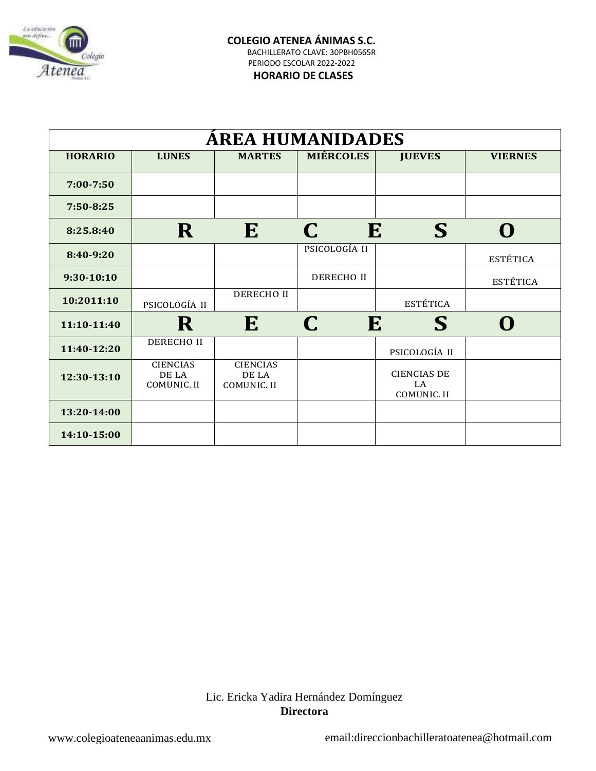**COLEGIO ATENEA ÁNIMAS S.C.**

BACHILLERATO CLAVE: 30PBH0565R

PERIODO ESCOLAR 2022-2022

**HORARIO DE CLASES**

| ÁREA HUMANIDADES | | | | | |
|---|---|---|---|---|---|
| **HORARIO** | **LUNES** | **MARTES** | **MIÉRCOLES** | **JUEVES** | **VIERNES** |
| **7:00-7:50** | | | | | |
| **7:50-8:25** | | | | | |
| **8:25.8:40** | **R** | **E** | **C** | **E** | **S O** |
| **8:40-9:20** | | | PSICOLOGÍA II | | ESTÉTICA |
| **9:30-10:10** | | | DERECHO II | | ESTÉTICA |
| **10:2011:10** | PSICOLOGÍA II | DERECHO II | | ESTÉTICA | |
| **11:10-11:40** | **R** | **E** | **C** | **E** | **S O** |
| **11:40-12:20** | DERECHO II | | | PSICOLOGÍA II | |
| **12:30-13:10** | CIENCIAS DE LA COMUNIC. II | CIENCIAS DE LA COMUNIC. II | | CIENCIAS DE LA COMUNIC. II | |
| **13:20-14:00** | | | | | |
| **14:10-15:00** | | | | | |

Lic. Ericka Yadira Hernández Domínguez

**Directora**

www.colegioateneaanimas.edu.mx

email:direccionbachilleratoatenea@hotmail.com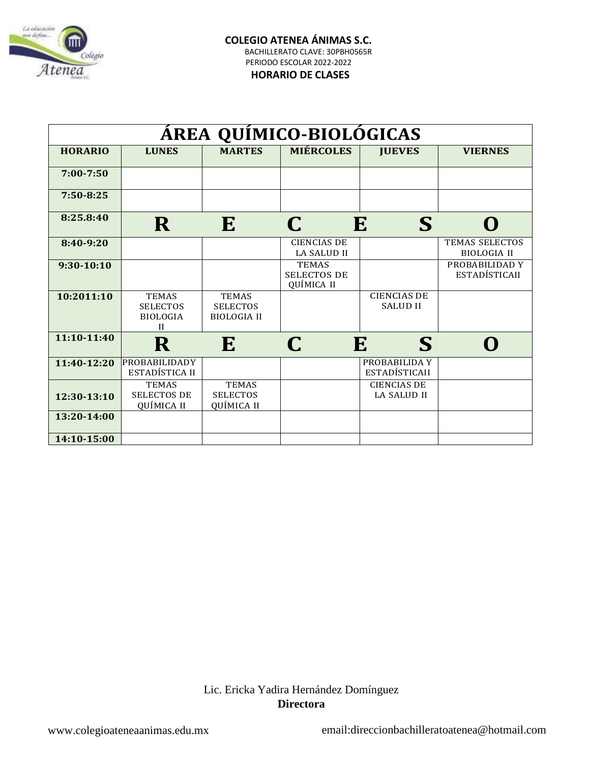**COLEGIO ATENEA ÁNIMAS S.C.**
BACHILLERATO CLAVE: 30PBH0565R
PERIODO ESCOLAR 2022-2022
**HORARIO DE CLASES**

| ÁREA QUÍMICO-BIOLÓGICAS | | | | | |
|---|---|---|---|---|---|
| **HORARIO** | **LUNES** | **MARTES** | **MIÉRCOLES** | **JUEVES** | **VIERNES** |
| **7:00-7:50** | | | | | |
| **7:50-8:25** | | | | | |
| **8:25.8:40** | **R** | **E** | **C** | **E S** | **O** |
| **8:40-9:20** | | | CIENCIAS DE LA SALUD II | | TEMAS SELECTOS BIOLOGIA II |
| **9:30-10:10** | | | TEMAS SELECTOS DE QUÍMICA II | | PROBABILIDAD Y ESTADÍSTICAII |
| **10:2011:10** | TEMAS SELECTOS BIOLOGIA II | TEMAS SELECTOS BIOLOGIA II | | CIENCIAS DE SALUD II | |
| **11:10-11:40** | **R** | **E** | **C** | **E S** | **O** |
| **11:40-12:20** | PROBABILIDADY ESTADÍSTICA II | | | PROBABILIDA Y ESTADÍSTICAII | |
| **12:30-13:10** | TEMAS SELECTOS DE QUÍMICA II | TEMAS SELECTOS QUÍMICA II | | CIENCIAS DE LA SALUD II | |
| **13:20-14:00** | | | | | |
| **14:10-15:00** | | | | | |

Lic. Ericka Yadira Hernández Domínguez
**Directora**

www.colegioateneaanimas.edu.mx email:direccionbachilleratoatenea@hotmail.com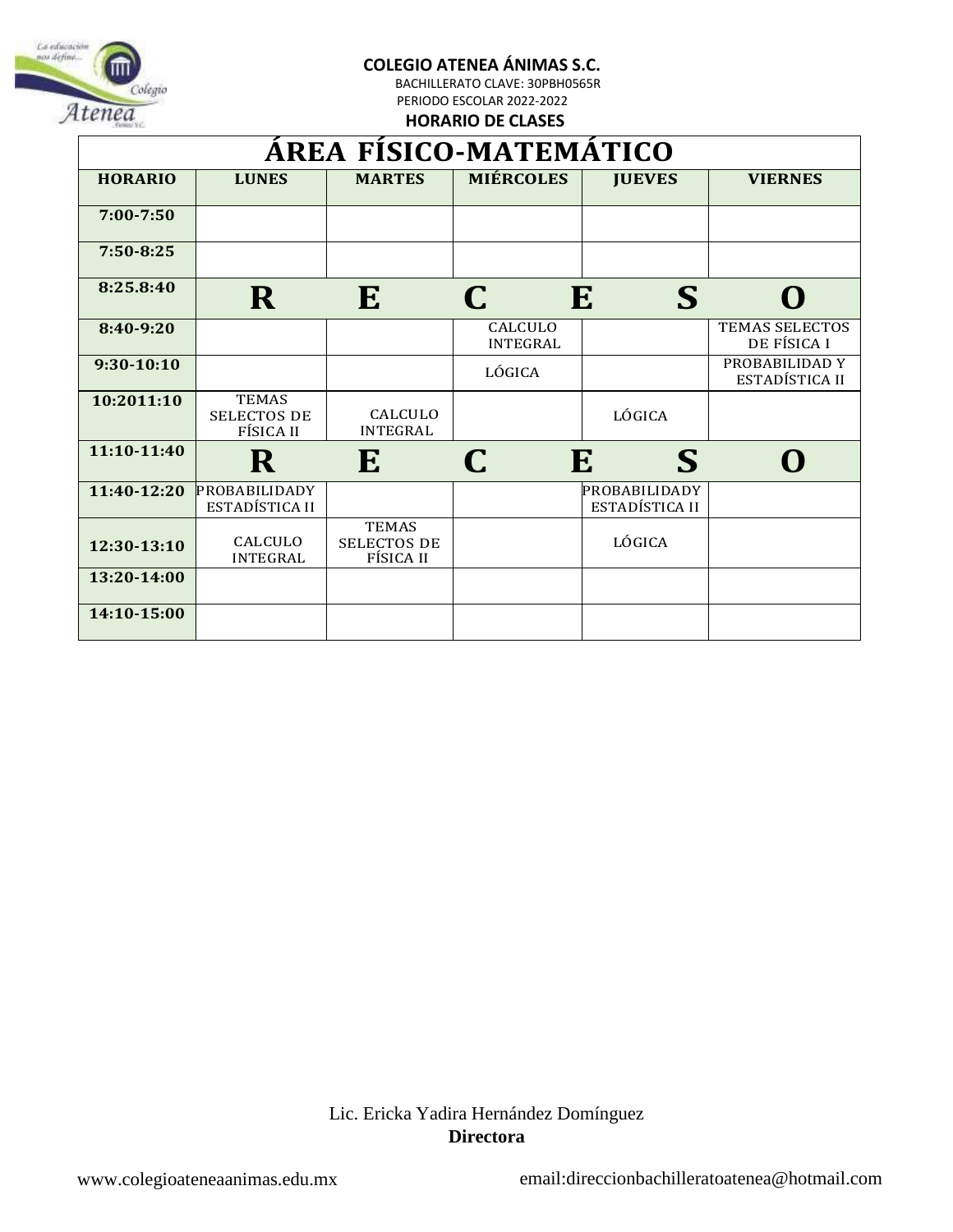**COLEGIO ATENEA ÁNIMAS S.C.**

BACHILLERATO CLAVE: 30PBH0565R

PERIODO ESCOLAR 2022-2022

**HORARIO DE CLASES**

| ÁREA FÍSICO-MATEMÁTICO | | | | | |
|---|---|---|---|---|---|
| **HORARIO** | **LUNES** | **MARTES** | **MIÉRCOLES** | **JUEVES** | **VIERNES** |
| **7:00-7:50** | | | | | |
| **7:50-8:25** | | | | | |
| **8:25.8:40** | **R** | **E** | **C** | **E S** | **O** |
| **8:40-9:20** | | | CALCULO INTEGRAL | | TEMAS SELECTOS DE FÍSICA I |
| **9:30-10:10** | | | LÓGICA | | PROBABILIDAD Y ESTADÍSTICA II |
| **10:2011:10** | TEMAS SELECTOS DE FÍSICA II | CALCULO INTEGRAL | | LÓGICA | |
| **11:10-11:40** | **R** | **E** | **C** | **E S** | **O** |
| **11:40-12:20** | PROBABILIDADY ESTADÍSTICA II | | | PROBABILIDADY ESTADÍSTICA II | |
| **12:30-13:10** | CALCULO INTEGRAL | TEMAS SELECTOS DE FÍSICA II | | LÓGICA | |
| **13:20-14:00** | | | | | |
| **14:10-15:00** | | | | | |

Lic. Ericka Yadira Hernández Domínguez

**Directora**

www.colegioateneaanimas.edu.mx

email:direccionbachilleratoatenea@hotmail.com